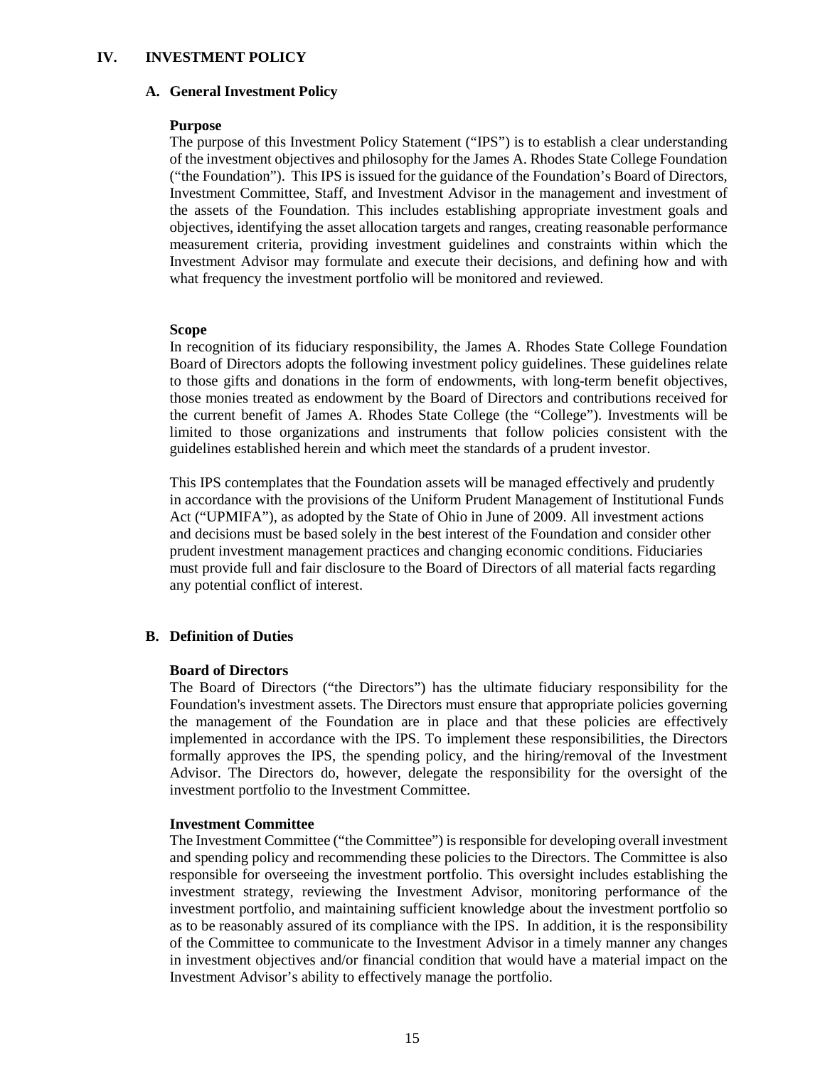# IV. INVESTMENT POLICY

## A. General Investment Policy

### Purpose

The purpose of this Investment Policy Statement ("IPS") is to establish a clear understanding of the investment objectives and philosophy for the James A. Rhodes State College Foundation ("the Foundation"). This IPS is issued for the guidance of the Foundation's Board of Directors, Investment Committee, Staff, and Investment Advisor in the management and investment of the assets of the Foundation. This includes establishing appropriate investment goals and objectives, identifying the asset allocation targets and ranges, creating reasonable performance measurement criteria, providing investment guidelines and constraints within which the Investment Advisor may formulate and execute their decisions, and defining how and with what frequency the investment portfolio will be monitored and reviewed.

### Scope

In recognition of its fiduciary responsibility, the James A. Rhodes State College Foundation Board of Directors adopts the following investment policy guidelines. These guidelines relate to those gifts and donations in the form of endowments, with long-term benefit objectives, those monies treated as endowment by the Board of Directors and contributions received for the current benefit of James A. Rhodes State College (the "College"). Investments will be limited to those organizations and instruments that follow policies consistent with the guidelines established herein and which meet the standards of a prudent investor.

This IPS contemplates that the Foundation assets will be managed effectively and prudently in accordance with the provisions of the Uniform Prudent Management of Institutional Funds Act ("UPMIFA"), as adopted by the State of Ohio in June of 2009. All investment actions and decisions must be based solely in the best interest of the Foundation and consider other prudent investment management practices and changing economic conditions. Fiduciaries must provide full and fair disclosure to the Board of Directors of all material facts regarding any potential conflict of interest.

## B. Definition of Duties

### Board of Directors

The Board of Directors ("the Directors") has the ultimate fiduciary responsibility for the Foundation's investment assets. The Directors must ensure that appropriate policies governing the management of the Foundation are in place and that these policies are effectively implemented in accordance with the IPS. To implement these responsibilities, the Directors formally approves the IPS, the spending policy, and the hiring/removal of the Investment Advisor. The Directors do, however, delegate the responsibility for the oversight of the investment portfolio to the Investment Committee.

### Investment Committee

The Investment Committee ("the Committee") is responsible for developing overall investment and spending policy and recommending these policies to the Directors. The Committee is also responsible for overseeing the investment portfolio. This oversight includes establishing the investment strategy, reviewing the Investment Advisor, monitoring performance of the investment portfolio, and maintaining sufficient knowledge about the investment portfolio so as to be reasonably assured of its compliance with the IPS. In addition, it is the responsibility of the Committee to communicate to the Investment Advisor in a timely manner any changes in investment objectives and/or financial condition that would have a material impact on the Investment Advisor's ability to effectively manage the portfolio.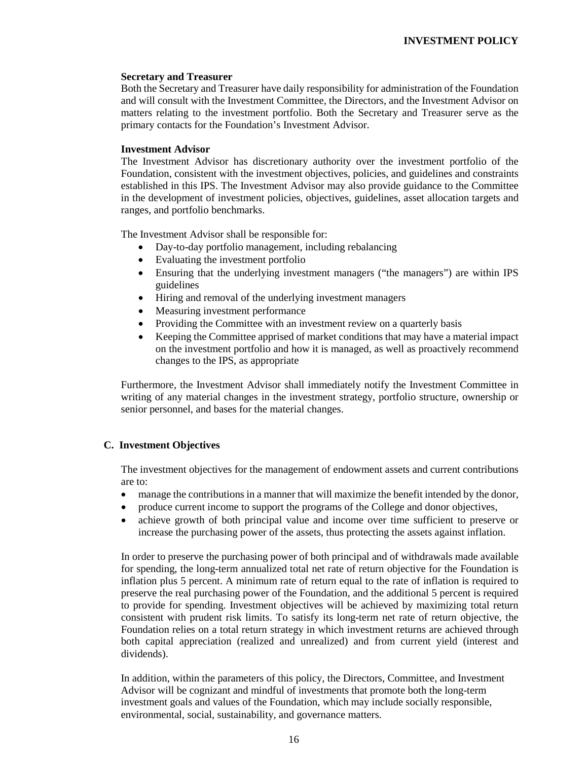**Secretary and Treasurer**

Both the Secretary and Treasurer have daily responsibility for administration of the Foundation and will consult with the Investment Committee, the Directors, and the Investment Advisor on matters relating to the investment portfolio. Both the Secretary and Treasurer serve as the primary contacts for the Foundation's Investment Advisor.

**Investment Advisor**

The Investment Advisor has discretionary authority over the investment portfolio of the Foundation, consistent with the investment objectives, policies, and guidelines and constraints established in this IPS. The Investment Advisor may also provide guidance to the Committee in the development of investment policies, objectives, guidelines, asset allocation targets and ranges, and portfolio benchmarks.

The Investment Advisor shall be responsible for:

- Day-to-day portfolio management, including rebalancing
- Evaluating the investment portfolio
- Ensuring that the underlying investment managers ("the managers") are within IPS guidelines
- Hiring and removal of the underlying investment managers
- Measuring investment performance
- Providing the Committee with an investment review on a quarterly basis
- Keeping the Committee apprised of market conditions that may have a material impact on the investment portfolio and how it is managed, as well as proactively recommend changes to the IPS, as appropriate

Furthermore, the Investment Advisor shall immediately notify the Investment Committee in writing of any material changes in the investment strategy, portfolio structure, ownership or senior personnel, and bases for the material changes.

### C. Investment Objectives

The investment objectives for the management of endowment assets and current contributions are to:

- manage the contributions in a manner that will maximize the benefit intended by the donor,
- produce current income to support the programs of the College and donor objectives,
- achieve growth of both principal value and income over time sufficient to preserve or increase the purchasing power of the assets, thus protecting the assets against inflation.

In order to preserve the purchasing power of both principal and of withdrawals made available for spending, the long-term annualized total net rate of return objective for the Foundation is inflation plus 5 percent. A minimum rate of return equal to the rate of inflation is required to preserve the real purchasing power of the Foundation, and the additional 5 percent is required to provide for spending. Investment objectives will be achieved by maximizing total return consistent with prudent risk limits. To satisfy its long-term net rate of return objective, the Foundation relies on a total return strategy in which investment returns are achieved through both capital appreciation (realized and unrealized) and from current yield (interest and dividends).

In addition, within the parameters of this policy, the Directors, Committee, and Investment Advisor will be cognizant and mindful of investments that promote both the long-term investment goals and values of the Foundation, which may include socially responsible, environmental, social, sustainability, and governance matters.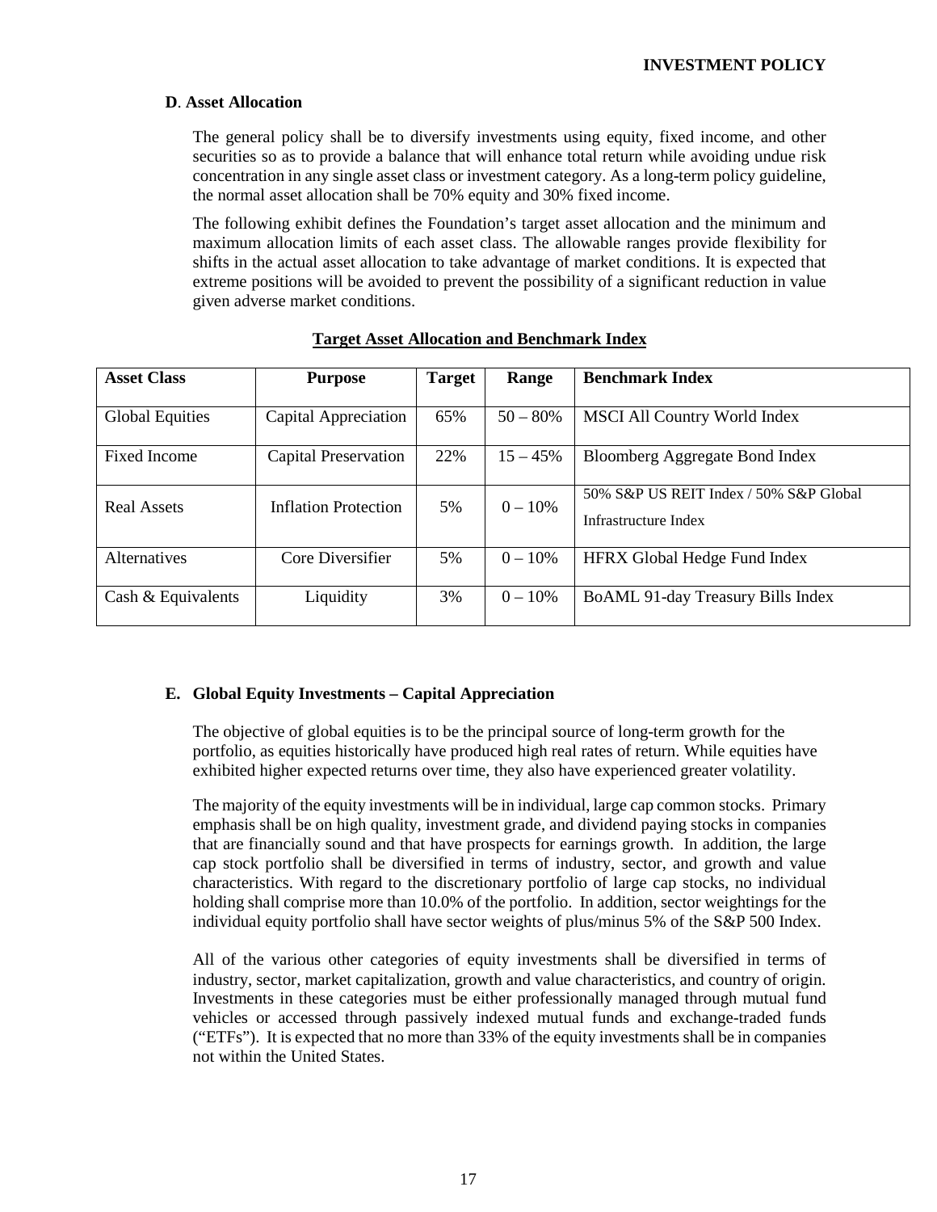### **D**. **Asset Allocation**

The general policy shall be to diversify investments using equity, fixed income, and other securities so as to provide a balance that will enhance total return while avoiding undue risk concentration in any single asset class or investment category. As a long-term policy guideline, the normal asset allocation shall be 70% equity and 30% fixed income.

The following exhibit defines the Foundation's target asset allocation and the minimum and maximum allocation limits of each asset class. The allowable ranges provide flexibility for shifts in the actual asset allocation to take advantage of market conditions. It is expected that extreme positions will be avoided to prevent the possibility of a significant reduction in value given adverse market conditions.

**Target Asset Allocation and Benchmark Index**

| Asset Class | Purpose | Target | Range | Benchmark Index |
|---|---|---|---|---|
| Global Equities | Capital Appreciation | 65% | 50 – 80% | MSCI All Country World Index |
| Fixed Income | Capital Preservation | 22% | 15 – 45% | Bloomberg Aggregate Bond Index |
| Real Assets | Inflation Protection | 5% | 0 – 10% | 50% S&P US REIT Index / 50% S&P Global Infrastructure Index |
| Alternatives | Core Diversifier | 5% | 0 – 10% | HFRX Global Hedge Fund Index |
| Cash & Equivalents | Liquidity | 3% | 0 – 10% | BoAML 91-day Treasury Bills Index |

### **E. Global Equity Investments – Capital Appreciation**

The objective of global equities is to be the principal source of long-term growth for the portfolio, as equities historically have produced high real rates of return. While equities have exhibited higher expected returns over time, they also have experienced greater volatility.

The majority of the equity investments will be in individual, large cap common stocks. Primary emphasis shall be on high quality, investment grade, and dividend paying stocks in companies that are financially sound and that have prospects for earnings growth. In addition, the large cap stock portfolio shall be diversified in terms of industry, sector, and growth and value characteristics. With regard to the discretionary portfolio of large cap stocks, no individual holding shall comprise more than 10.0% of the portfolio. In addition, sector weightings for the individual equity portfolio shall have sector weights of plus/minus 5% of the S&P 500 Index.

All of the various other categories of equity investments shall be diversified in terms of industry, sector, market capitalization, growth and value characteristics, and country of origin. Investments in these categories must be either professionally managed through mutual fund vehicles or accessed through passively indexed mutual funds and exchange-traded funds ("ETFs"). It is expected that no more than 33% of the equity investments shall be in companies not within the United States.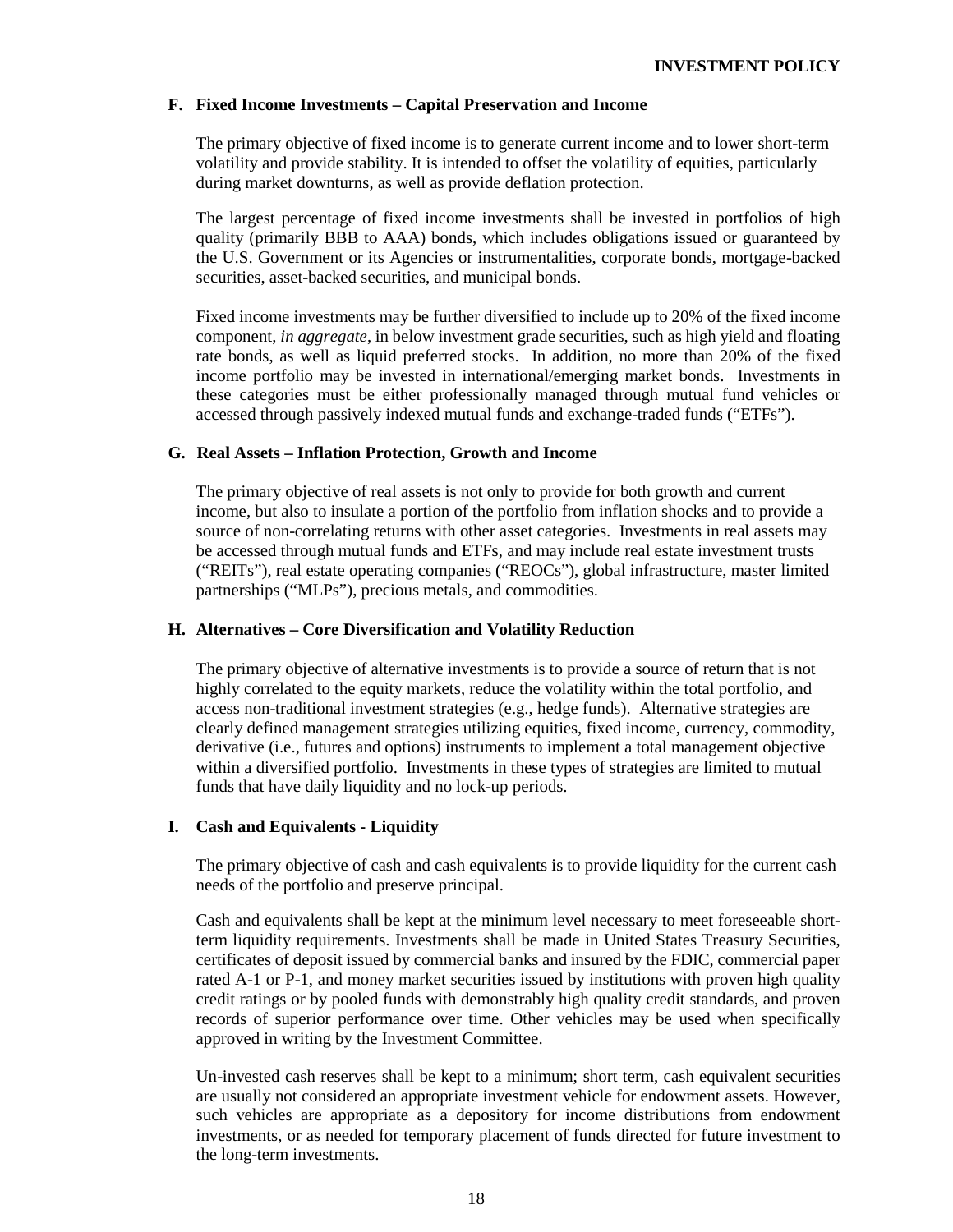### F. Fixed Income Investments – Capital Preservation and Income

The primary objective of fixed income is to generate current income and to lower short-term volatility and provide stability. It is intended to offset the volatility of equities, particularly during market downturns, as well as provide deflation protection.

The largest percentage of fixed income investments shall be invested in portfolios of high quality (primarily BBB to AAA) bonds, which includes obligations issued or guaranteed by the U.S. Government or its Agencies or instrumentalities, corporate bonds, mortgage-backed securities, asset-backed securities, and municipal bonds.

Fixed income investments may be further diversified to include up to 20% of the fixed income component, *in aggregate*, in below investment grade securities, such as high yield and floating rate bonds, as well as liquid preferred stocks. In addition, no more than 20% of the fixed income portfolio may be invested in international/emerging market bonds. Investments in these categories must be either professionally managed through mutual fund vehicles or accessed through passively indexed mutual funds and exchange-traded funds ("ETFs").

### G. Real Assets – Inflation Protection, Growth and Income

The primary objective of real assets is not only to provide for both growth and current income, but also to insulate a portion of the portfolio from inflation shocks and to provide a source of non-correlating returns with other asset categories. Investments in real assets may be accessed through mutual funds and ETFs, and may include real estate investment trusts ("REITs"), real estate operating companies ("REOCs"), global infrastructure, master limited partnerships ("MLPs"), precious metals, and commodities.

### H. Alternatives – Core Diversification and Volatility Reduction

The primary objective of alternative investments is to provide a source of return that is not highly correlated to the equity markets, reduce the volatility within the total portfolio, and access non-traditional investment strategies (e.g., hedge funds). Alternative strategies are clearly defined management strategies utilizing equities, fixed income, currency, commodity, derivative (i.e., futures and options) instruments to implement a total management objective within a diversified portfolio. Investments in these types of strategies are limited to mutual funds that have daily liquidity and no lock-up periods.

### I. Cash and Equivalents - Liquidity

The primary objective of cash and cash equivalents is to provide liquidity for the current cash needs of the portfolio and preserve principal.

Cash and equivalents shall be kept at the minimum level necessary to meet foreseeable short-term liquidity requirements. Investments shall be made in United States Treasury Securities, certificates of deposit issued by commercial banks and insured by the FDIC, commercial paper rated A-1 or P-1, and money market securities issued by institutions with proven high quality credit ratings or by pooled funds with demonstrably high quality credit standards, and proven records of superior performance over time. Other vehicles may be used when specifically approved in writing by the Investment Committee.

Un-invested cash reserves shall be kept to a minimum; short term, cash equivalent securities are usually not considered an appropriate investment vehicle for endowment assets. However, such vehicles are appropriate as a depository for income distributions from endowment investments, or as needed for temporary placement of funds directed for future investment to the long-term investments.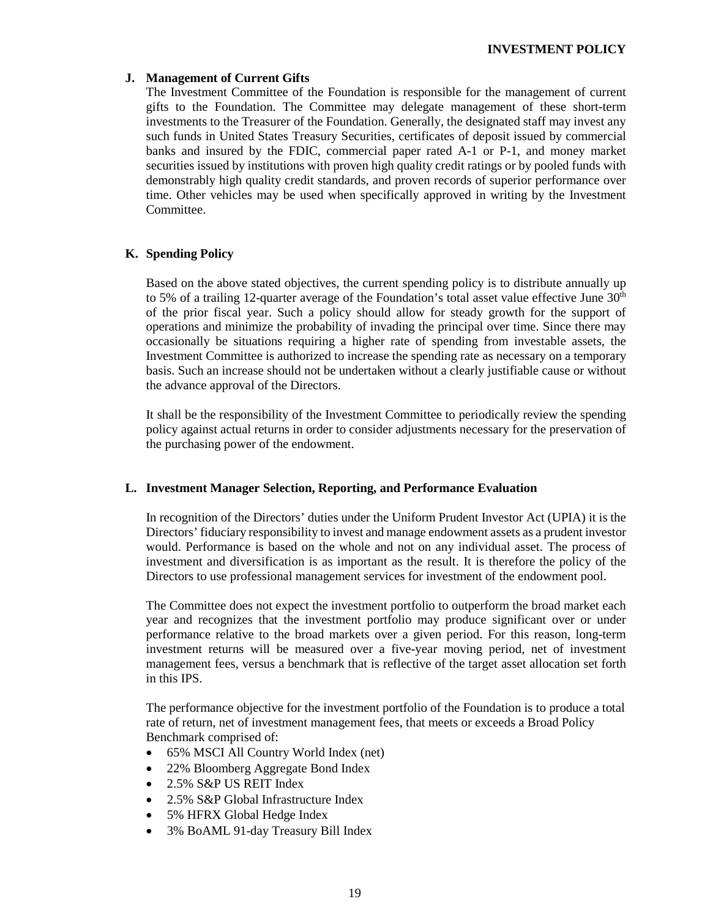### J. Management of Current Gifts

The Investment Committee of the Foundation is responsible for the management of current gifts to the Foundation. The Committee may delegate management of these short-term investments to the Treasurer of the Foundation. Generally, the designated staff may invest any such funds in United States Treasury Securities, certificates of deposit issued by commercial banks and insured by the FDIC, commercial paper rated A-1 or P-1, and money market securities issued by institutions with proven high quality credit ratings or by pooled funds with demonstrably high quality credit standards, and proven records of superior performance over time. Other vehicles may be used when specifically approved in writing by the Investment Committee.

### K. Spending Policy

Based on the above stated objectives, the current spending policy is to distribute annually up to 5% of a trailing 12-quarter average of the Foundation's total asset value effective June 30th of the prior fiscal year. Such a policy should allow for steady growth for the support of operations and minimize the probability of invading the principal over time. Since there may occasionally be situations requiring a higher rate of spending from investable assets, the Investment Committee is authorized to increase the spending rate as necessary on a temporary basis. Such an increase should not be undertaken without a clearly justifiable cause or without the advance approval of the Directors.

It shall be the responsibility of the Investment Committee to periodically review the spending policy against actual returns in order to consider adjustments necessary for the preservation of the purchasing power of the endowment.

### L. Investment Manager Selection, Reporting, and Performance Evaluation

In recognition of the Directors' duties under the Uniform Prudent Investor Act (UPIA) it is the Directors' fiduciary responsibility to invest and manage endowment assets as a prudent investor would. Performance is based on the whole and not on any individual asset. The process of investment and diversification is as important as the result. It is therefore the policy of the Directors to use professional management services for investment of the endowment pool.

The Committee does not expect the investment portfolio to outperform the broad market each year and recognizes that the investment portfolio may produce significant over or under performance relative to the broad markets over a given period. For this reason, long-term investment returns will be measured over a five-year moving period, net of investment management fees, versus a benchmark that is reflective of the target asset allocation set forth in this IPS.

The performance objective for the investment portfolio of the Foundation is to produce a total rate of return, net of investment management fees, that meets or exceeds a Broad Policy Benchmark comprised of:

- 65% MSCI All Country World Index (net)
- 22% Bloomberg Aggregate Bond Index
- 2.5% S&P US REIT Index
- 2.5% S&P Global Infrastructure Index
- 5% HFRX Global Hedge Index
- 3% BoAML 91-day Treasury Bill Index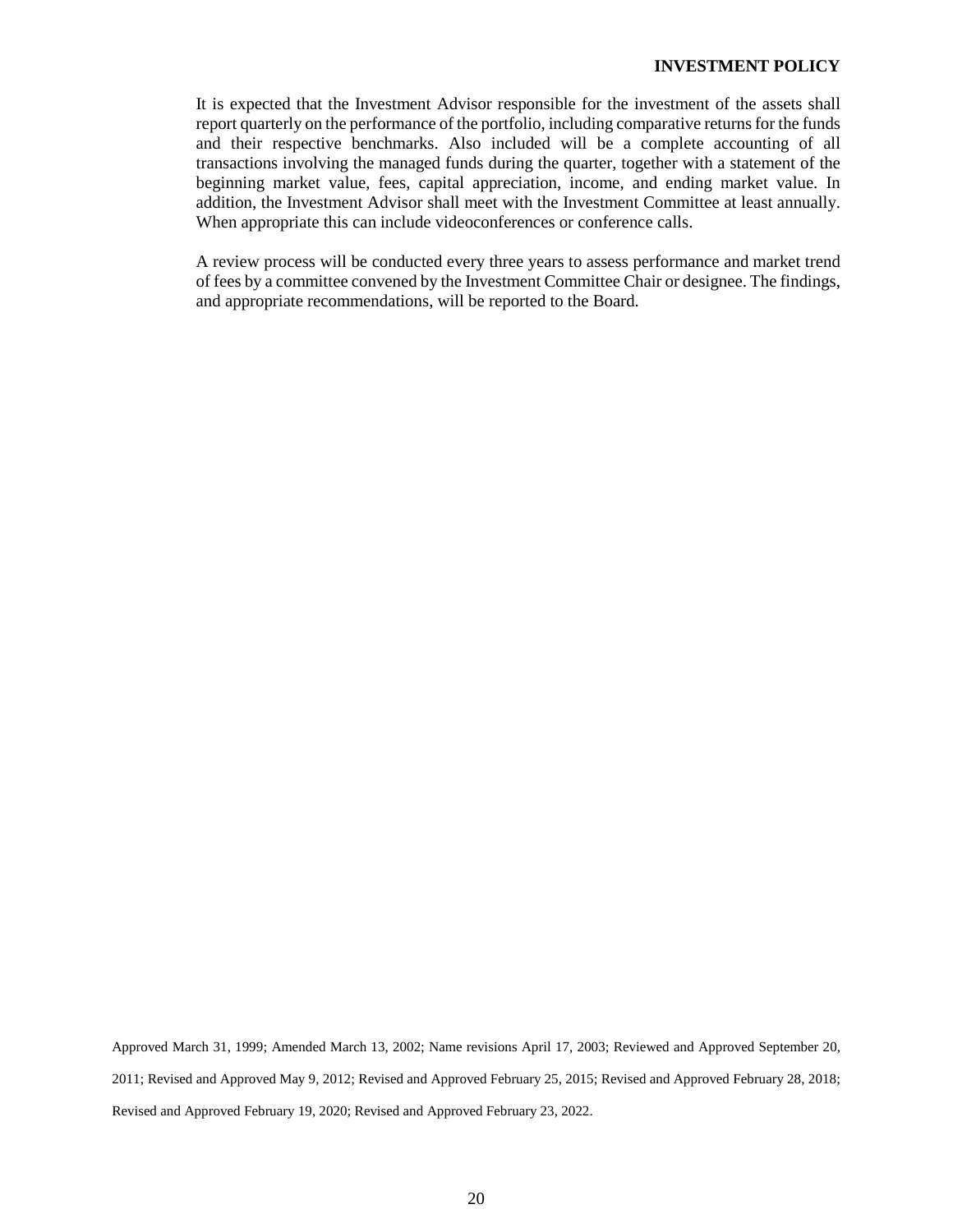It is expected that the Investment Advisor responsible for the investment of the assets shall report quarterly on the performance of the portfolio, including comparative returns for the funds and their respective benchmarks. Also included will be a complete accounting of all transactions involving the managed funds during the quarter, together with a statement of the beginning market value, fees, capital appreciation, income, and ending market value. In addition, the Investment Advisor shall meet with the Investment Committee at least annually. When appropriate this can include videoconferences or conference calls.

A review process will be conducted every three years to assess performance and market trend of fees by a committee convened by the Investment Committee Chair or designee. The findings, and appropriate recommendations, will be reported to the Board.

Approved March 31, 1999; Amended March 13, 2002; Name revisions April 17, 2003; Reviewed and Approved September 20, 2011; Revised and Approved May 9, 2012; Revised and Approved February 25, 2015; Revised and Approved February 28, 2018; Revised and Approved February 19, 2020; Revised and Approved February 23, 2022.